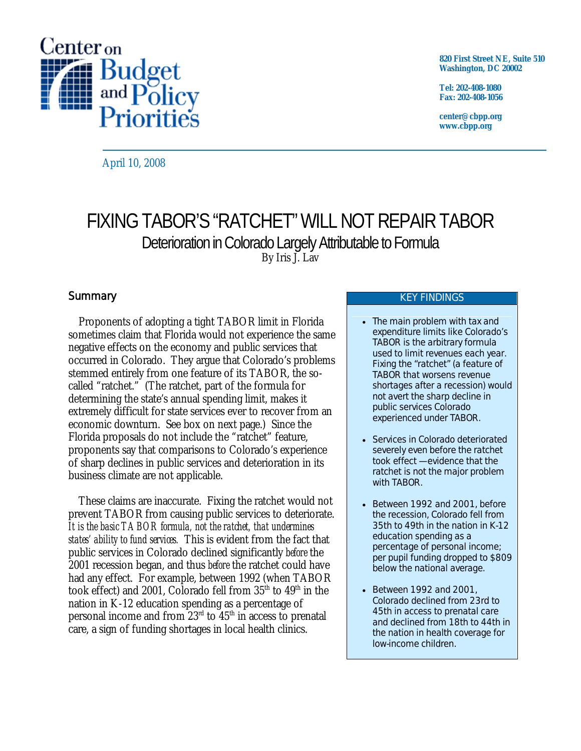Center on Budget and Policy Priorities

820 First Street NE, Suite 510
Washington, DC 20002

Tel: 202-408-1080
Fax: 202-408-1056

center@cbpp.org
www.cbpp.org

April 10, 2008

# FIXING TABOR'S "RATCHET" WILL NOT REPAIR TABOR

## Deterioration in Colorado Largely Attributable to Formula

By Iris J. Lav

### Summary

Proponents of adopting a tight TABOR limit in Florida sometimes claim that Florida would not experience the same negative effects on the economy and public services that occurred in Colorado. They argue that Colorado's problems stemmed entirely from one feature of its TABOR, the so-called "ratchet." (The ratchet, part of the formula for determining the state's annual spending limit, makes it extremely difficult for state services ever to recover from an economic downturn. See box on next page.) Since the Florida proposals do not include the "ratchet" feature, proponents say that comparisons to Colorado's experience of sharp declines in public services and deterioration in its business climate are not applicable.

These claims are inaccurate. Fixing the ratchet would not prevent TABOR from causing public services to deteriorate. *It is the basic TABOR formula, not the ratchet, that undermines states' ability to fund services.* This is evident from the fact that public services in Colorado declined significantly *before* the 2001 recession began, and thus *before* the ratchet could have had any effect. For example, between 1992 (when TABOR took effect) and 2001, Colorado fell from 35th to 49th in the nation in K-12 education spending as a percentage of personal income and from 23rd to 45th in access to prenatal care, a sign of funding shortages in local health clinics.

**KEY FINDINGS**

- The main problem with tax and expenditure limits like Colorado's TABOR is the arbitrary formula used to limit revenues each year. Fixing the "ratchet" (a feature of TABOR that worsens revenue shortages after a recession) would not avert the sharp decline in public services Colorado experienced under TABOR.
- Services in Colorado deteriorated severely even before the ratchet took effect —evidence that the ratchet is not the major problem with TABOR.
- Between 1992 and 2001, before the recession, Colorado fell from 35th to 49th in the nation in K-12 education spending as a percentage of personal income; per pupil funding dropped to $809 below the national average.
- Between 1992 and 2001, Colorado declined from 23rd to 45th in access to prenatal care and declined from 18th to 44th in the nation in health coverage for low-income children.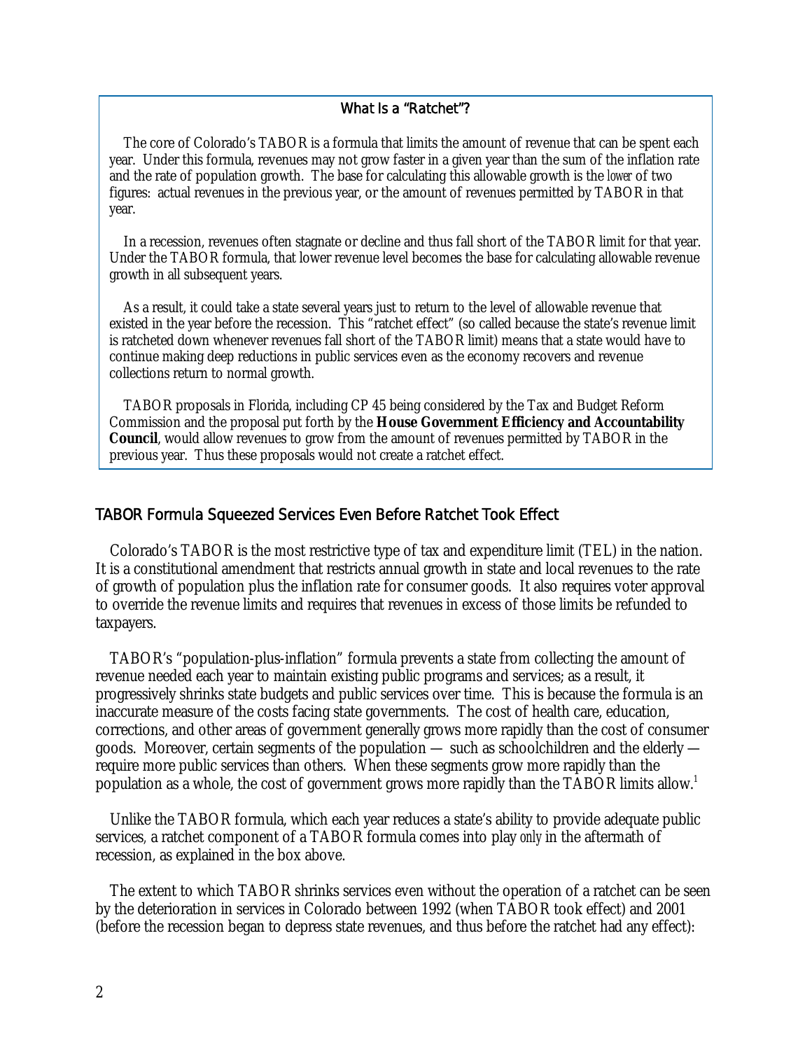### What Is a "Ratchet"?

The core of Colorado's TABOR is a formula that limits the amount of revenue that can be spent each year. Under this formula, revenues may not grow faster in a given year than the sum of the inflation rate and the rate of population growth. The base for calculating this allowable growth is the *lower* of two figures: actual revenues in the previous year, or the amount of revenues permitted by TABOR in that year.

In a recession, revenues often stagnate or decline and thus fall short of the TABOR limit for that year. Under the TABOR formula, that lower revenue level becomes the base for calculating allowable revenue growth in all subsequent years.

As a result, it could take a state several years just to return to the level of allowable revenue that existed in the year before the recession. This "ratchet effect" (so called because the state's revenue limit is ratcheted down whenever revenues fall short of the TABOR limit) means that a state would have to continue making deep reductions in public services even as the economy recovers and revenue collections return to normal growth.

TABOR proposals in Florida, including CP 45 being considered by the Tax and Budget Reform Commission and the proposal put forth by the **House Government Efficiency and Accountability Council**, would allow revenues to grow from the amount of revenues permitted by TABOR in the previous year. Thus these proposals would not create a ratchet effect.

## TABOR Formula Squeezed Services Even Before Ratchet Took Effect

Colorado's TABOR is the most restrictive type of tax and expenditure limit (TEL) in the nation. It is a constitutional amendment that restricts annual growth in state and local revenues to the rate of growth of population plus the inflation rate for consumer goods. It also requires voter approval to override the revenue limits and requires that revenues in excess of those limits be refunded to taxpayers.

TABOR's "population-plus-inflation" formula prevents a state from collecting the amount of revenue needed each year to maintain existing public programs and services; as a result, it progressively shrinks state budgets and public services over time. This is because the formula is an inaccurate measure of the costs facing state governments. The cost of health care, education, corrections, and other areas of government generally grows more rapidly than the cost of consumer goods. Moreover, certain segments of the population — such as schoolchildren and the elderly — require more public services than others. When these segments grow more rapidly than the population as a whole, the cost of government grows more rapidly than the TABOR limits allow.[1]

Unlike the TABOR formula, which each year reduces a state's ability to provide adequate public services, a ratchet component of a TABOR formula comes into play *only* in the aftermath of recession, as explained in the box above.

The extent to which TABOR shrinks services even without the operation of a ratchet can be seen by the deterioration in services in Colorado between 1992 (when TABOR took effect) and 2001 (before the recession began to depress state revenues, and thus before the ratchet had any effect):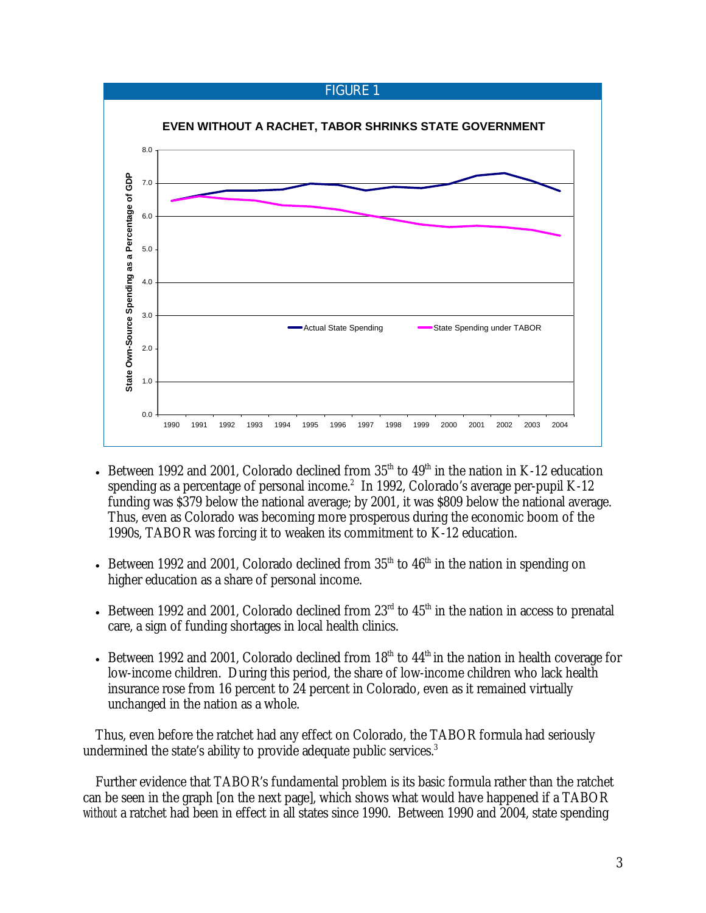FIGURE 1

**EVEN WITHOUT A RACHET, TABOR SHRINKS STATE GOVERNMENT**

- Between 1992 and 2001, Colorado declined from 35th to 49th in the nation in K-12 education spending as a percentage of personal income.[2] In 1992, Colorado's average per-pupil K-12 funding was $379 below the national average; by 2001, it was $809 below the national average. Thus, even as Colorado was becoming more prosperous during the economic boom of the 1990s, TABOR was forcing it to weaken its commitment to K-12 education.

- Between 1992 and 2001, Colorado declined from 35th to 46th in the nation in spending on higher education as a share of personal income.

- Between 1992 and 2001, Colorado declined from 23rd to 45th in the nation in access to prenatal care, a sign of funding shortages in local health clinics.

- Between 1992 and 2001, Colorado declined from 18th to 44th in the nation in health coverage for low-income children. During this period, the share of low-income children who lack health insurance rose from 16 percent to 24 percent in Colorado, even as it remained virtually unchanged in the nation as a whole.

Thus, even before the ratchet had any effect on Colorado, the TABOR formula had seriously undermined the state's ability to provide adequate public services.[3]

Further evidence that TABOR's fundamental problem is its basic formula rather than the ratchet can be seen in the graph [on the next page], which shows what would have happened if a TABOR *without* a ratchet had been in effect in all states since 1990. Between 1990 and 2004, state spending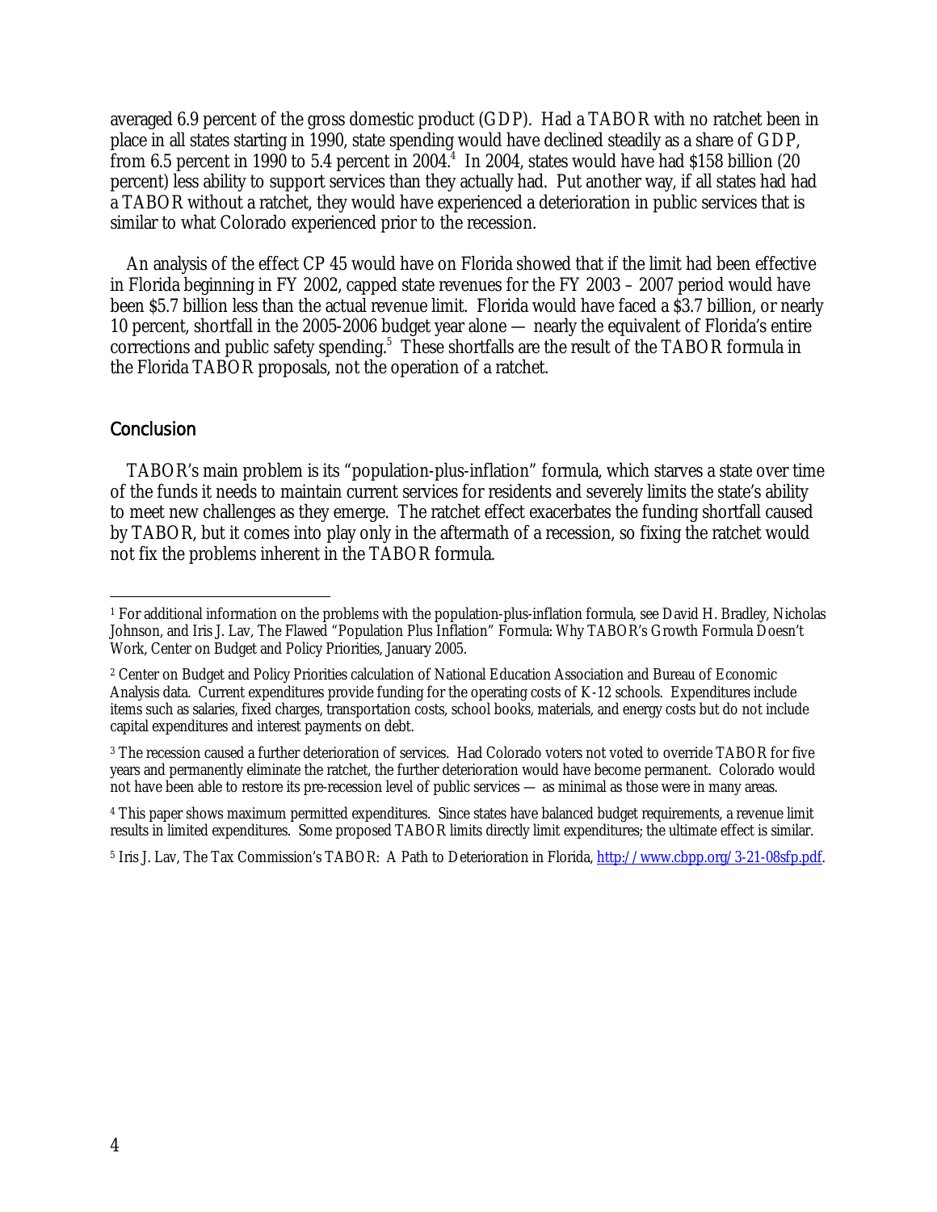averaged 6.9 percent of the gross domestic product (GDP). Had a TABOR with no ratchet been in place in all states starting in 1990, state spending would have declined steadily as a share of GDP, from 6.5 percent in 1990 to 5.4 percent in 2004.[4] In 2004, states would have had $158 billion (20 percent) less ability to support services than they actually had. Put another way, if all states had had a TABOR without a ratchet, they would have experienced a deterioration in public services that is similar to what Colorado experienced prior to the recession.

An analysis of the effect CP 45 would have on Florida showed that if the limit had been effective in Florida beginning in FY 2002, capped state revenues for the FY 2003 – 2007 period would have been $5.7 billion less than the actual revenue limit. Florida would have faced a $3.7 billion, or nearly 10 percent, shortfall in the 2005-2006 budget year alone — nearly the equivalent of Florida's entire corrections and public safety spending.[5] These shortfalls are the result of the TABOR formula in the Florida TABOR proposals, not the operation of a ratchet.

## Conclusion

TABOR's main problem is its "population-plus-inflation" formula, which starves a state over time of the funds it needs to maintain current services for residents and severely limits the state's ability to meet new challenges as they emerge. The ratchet effect exacerbates the funding shortfall caused by TABOR, but it comes into play only in the aftermath of a recession, so fixing the ratchet would not fix the problems inherent in the TABOR formula.

---

[1] For additional information on the problems with the population-plus-inflation formula, see David H. Bradley, Nicholas Johnson, and Iris J. Lav, The Flawed "Population Plus Inflation" Formula: Why TABOR's Growth Formula Doesn't Work, Center on Budget and Policy Priorities, January 2005.

[2] Center on Budget and Policy Priorities calculation of National Education Association and Bureau of Economic Analysis data. Current expenditures provide funding for the operating costs of K-12 schools. Expenditures include items such as salaries, fixed charges, transportation costs, school books, materials, and energy costs but do not include capital expenditures and interest payments on debt.

[3] The recession caused a further deterioration of services. Had Colorado voters not voted to override TABOR for five years and permanently eliminate the ratchet, the further deterioration would have become permanent. Colorado would not have been able to restore its pre-recession level of public services — as minimal as those were in many areas.

[4] This paper shows maximum permitted expenditures. Since states have balanced budget requirements, a revenue limit results in limited expenditures. Some proposed TABOR limits directly limit expenditures; the ultimate effect is similar.

[5] Iris J. Lav, The Tax Commission's TABOR: A Path to Deterioration in Florida, http://www.cbpp.org/3-21-08sfp.pdf.